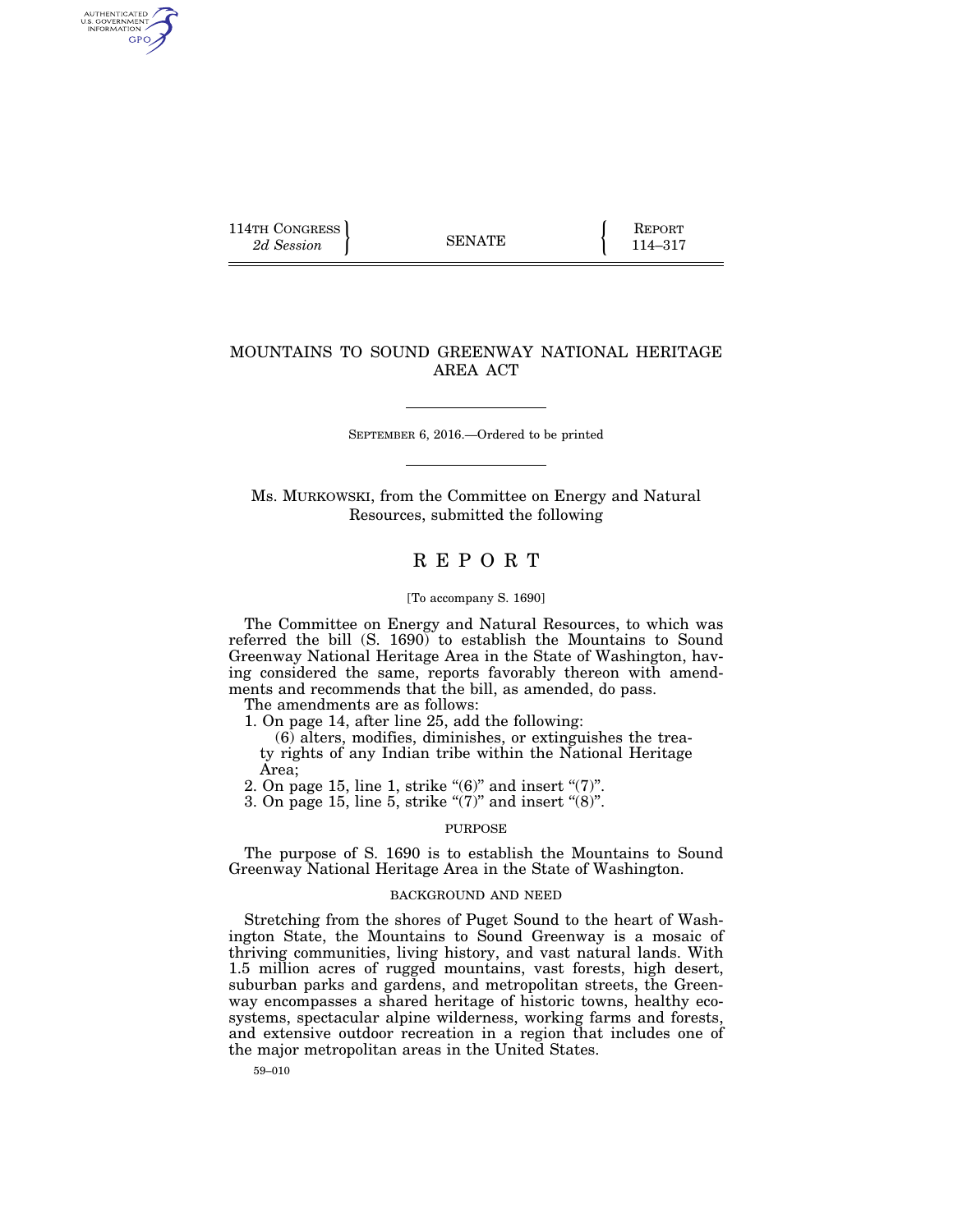114TH CONGRESS
*2d Session*

SENATE

REPORT
114–317

# MOUNTAINS TO SOUND GREENWAY NATIONAL HERITAGE AREA ACT

SEPTEMBER 6, 2016.—Ordered to be printed

Ms. MURKOWSKI, from the Committee on Energy and Natural Resources, submitted the following

# R E P O R T

[To accompany S. 1690]

The Committee on Energy and Natural Resources, to which was referred the bill (S. 1690) to establish the Mountains to Sound Greenway National Heritage Area in the State of Washington, having considered the same, reports favorably thereon with amendments and recommends that the bill, as amended, do pass.

The amendments are as follows:

1. On page 14, after line 25, add the following:

   (6) alters, modifies, diminishes, or extinguishes the treaty rights of any Indian tribe within the National Heritage Area;

2. On page 15, line 1, strike "(6)" and insert "(7)".
3. On page 15, line 5, strike "(7)" and insert "(8)".

## PURPOSE

The purpose of S. 1690 is to establish the Mountains to Sound Greenway National Heritage Area in the State of Washington.

## BACKGROUND AND NEED

Stretching from the shores of Puget Sound to the heart of Washington State, the Mountains to Sound Greenway is a mosaic of thriving communities, living history, and vast natural lands. With 1.5 million acres of rugged mountains, vast forests, high desert, suburban parks and gardens, and metropolitan streets, the Greenway encompasses a shared heritage of historic towns, healthy ecosystems, spectacular alpine wilderness, working farms and forests, and extensive outdoor recreation in a region that includes one of the major metropolitan areas in the United States.

59–010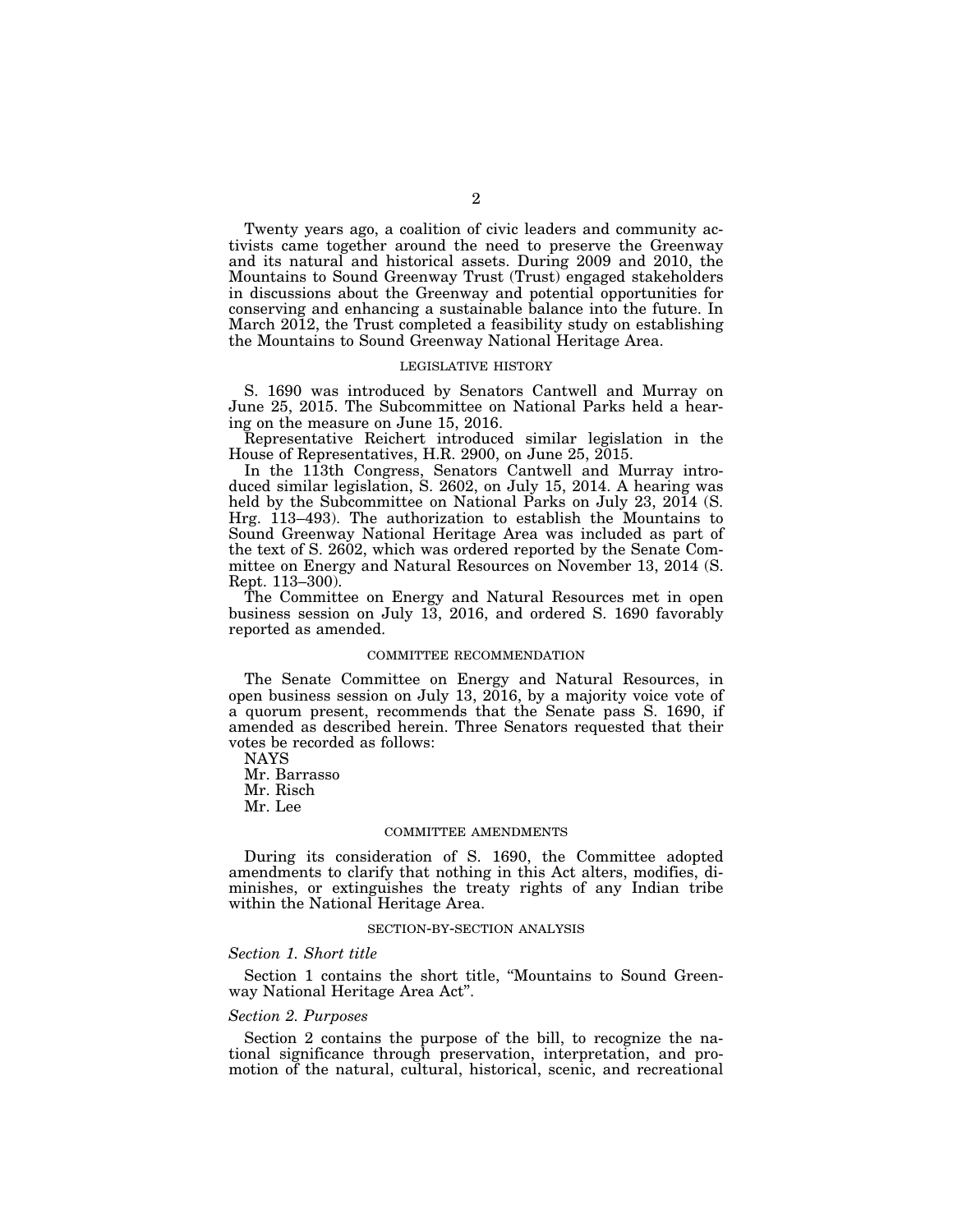Twenty years ago, a coalition of civic leaders and community activists came together around the need to preserve the Greenway and its natural and historical assets. During 2009 and 2010, the Mountains to Sound Greenway Trust (Trust) engaged stakeholders in discussions about the Greenway and potential opportunities for conserving and enhancing a sustainable balance into the future. In March 2012, the Trust completed a feasibility study on establishing the Mountains to Sound Greenway National Heritage Area.

## LEGISLATIVE HISTORY

S. 1690 was introduced by Senators Cantwell and Murray on June 25, 2015. The Subcommittee on National Parks held a hearing on the measure on June 15, 2016.

Representative Reichert introduced similar legislation in the House of Representatives, H.R. 2900, on June 25, 2015.

In the 113th Congress, Senators Cantwell and Murray introduced similar legislation, S. 2602, on July 15, 2014. A hearing was held by the Subcommittee on National Parks on July 23, 2014 (S. Hrg. 113–493). The authorization to establish the Mountains to Sound Greenway National Heritage Area was included as part of the text of S. 2602, which was ordered reported by the Senate Committee on Energy and Natural Resources on November 13, 2014 (S. Rept. 113–300).

The Committee on Energy and Natural Resources met in open business session on July 13, 2016, and ordered S. 1690 favorably reported as amended.

## COMMITTEE RECOMMENDATION

The Senate Committee on Energy and Natural Resources, in open business session on July 13, 2016, by a majority voice vote of a quorum present, recommends that the Senate pass S. 1690, if amended as described herein. Three Senators requested that their votes be recorded as follows:

NAYS
Mr. Barrasso
Mr. Risch
Mr. Lee

## COMMITTEE AMENDMENTS

During its consideration of S. 1690, the Committee adopted amendments to clarify that nothing in this Act alters, modifies, diminishes, or extinguishes the treaty rights of any Indian tribe within the National Heritage Area.

## SECTION-BY-SECTION ANALYSIS

### *Section 1. Short title*

Section 1 contains the short title, "Mountains to Sound Greenway National Heritage Area Act".

### *Section 2. Purposes*

Section 2 contains the purpose of the bill, to recognize the national significance through preservation, interpretation, and promotion of the natural, cultural, historical, scenic, and recreational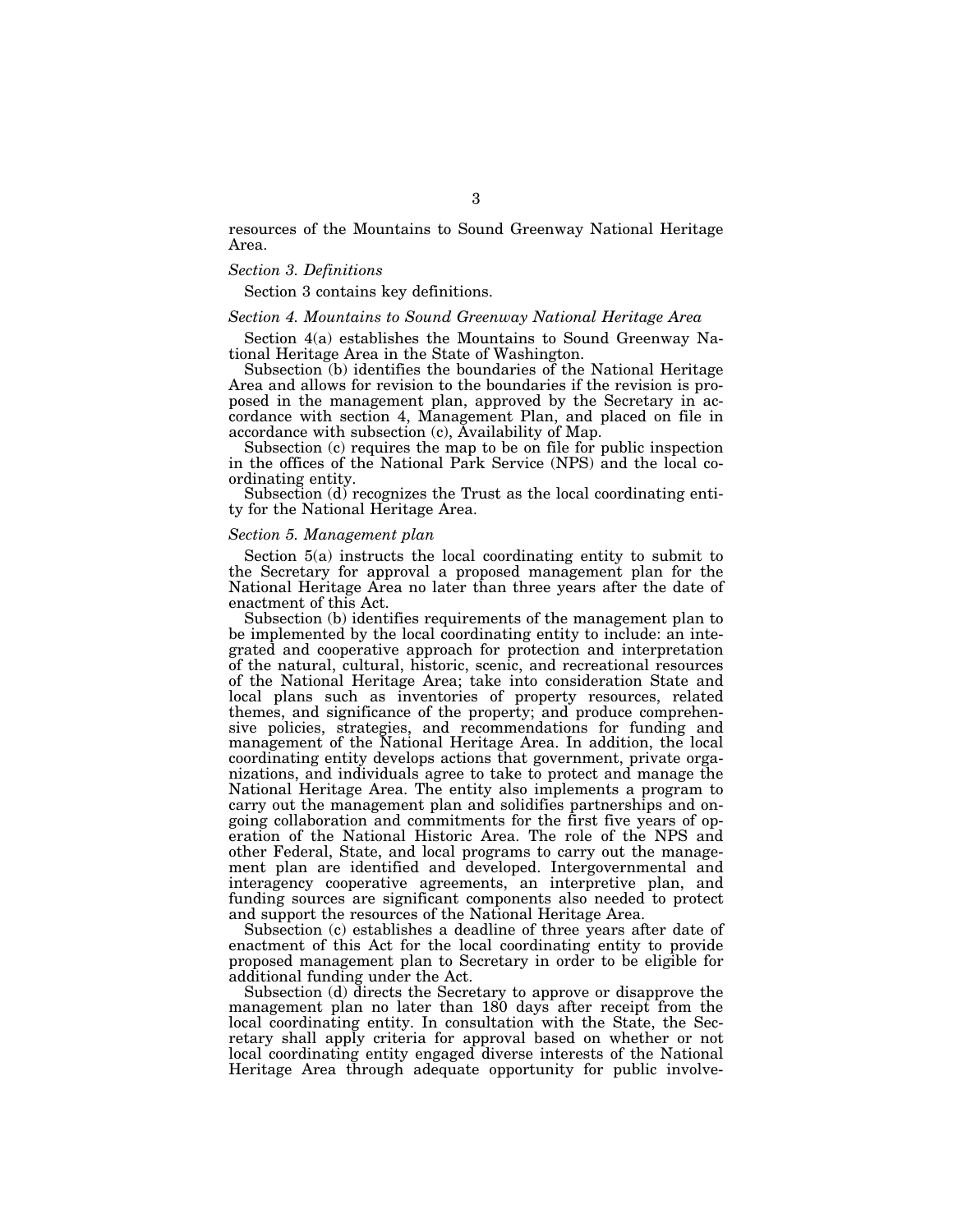resources of the Mountains to Sound Greenway National Heritage Area.

*Section 3. Definitions*

Section 3 contains key definitions.

*Section 4. Mountains to Sound Greenway National Heritage Area*

Section 4(a) establishes the Mountains to Sound Greenway National Heritage Area in the State of Washington.

Subsection (b) identifies the boundaries of the National Heritage Area and allows for revision to the boundaries if the revision is proposed in the management plan, approved by the Secretary in accordance with section 4, Management Plan, and placed on file in accordance with subsection (c), Availability of Map.

Subsection (c) requires the map to be on file for public inspection in the offices of the National Park Service (NPS) and the local coordinating entity.

Subsection (d) recognizes the Trust as the local coordinating entity for the National Heritage Area.

*Section 5. Management plan*

Section 5(a) instructs the local coordinating entity to submit to the Secretary for approval a proposed management plan for the National Heritage Area no later than three years after the date of enactment of this Act.

Subsection (b) identifies requirements of the management plan to be implemented by the local coordinating entity to include: an integrated and cooperative approach for protection and interpretation of the natural, cultural, historic, scenic, and recreational resources of the National Heritage Area; take into consideration State and local plans such as inventories of property resources, related themes, and significance of the property; and produce comprehensive policies, strategies, and recommendations for funding and management of the National Heritage Area. In addition, the local coordinating entity develops actions that government, private organizations, and individuals agree to take to protect and manage the National Heritage Area. The entity also implements a program to carry out the management plan and solidifies partnerships and ongoing collaboration and commitments for the first five years of operation of the National Historic Area. The role of the NPS and other Federal, State, and local programs to carry out the management plan are identified and developed. Intergovernmental and interagency cooperative agreements, an interpretive plan, and funding sources are significant components also needed to protect and support the resources of the National Heritage Area.

Subsection (c) establishes a deadline of three years after date of enactment of this Act for the local coordinating entity to provide proposed management plan to Secretary in order to be eligible for additional funding under the Act.

Subsection (d) directs the Secretary to approve or disapprove the management plan no later than 180 days after receipt from the local coordinating entity. In consultation with the State, the Secretary shall apply criteria for approval based on whether or not local coordinating entity engaged diverse interests of the National Heritage Area through adequate opportunity for public involve-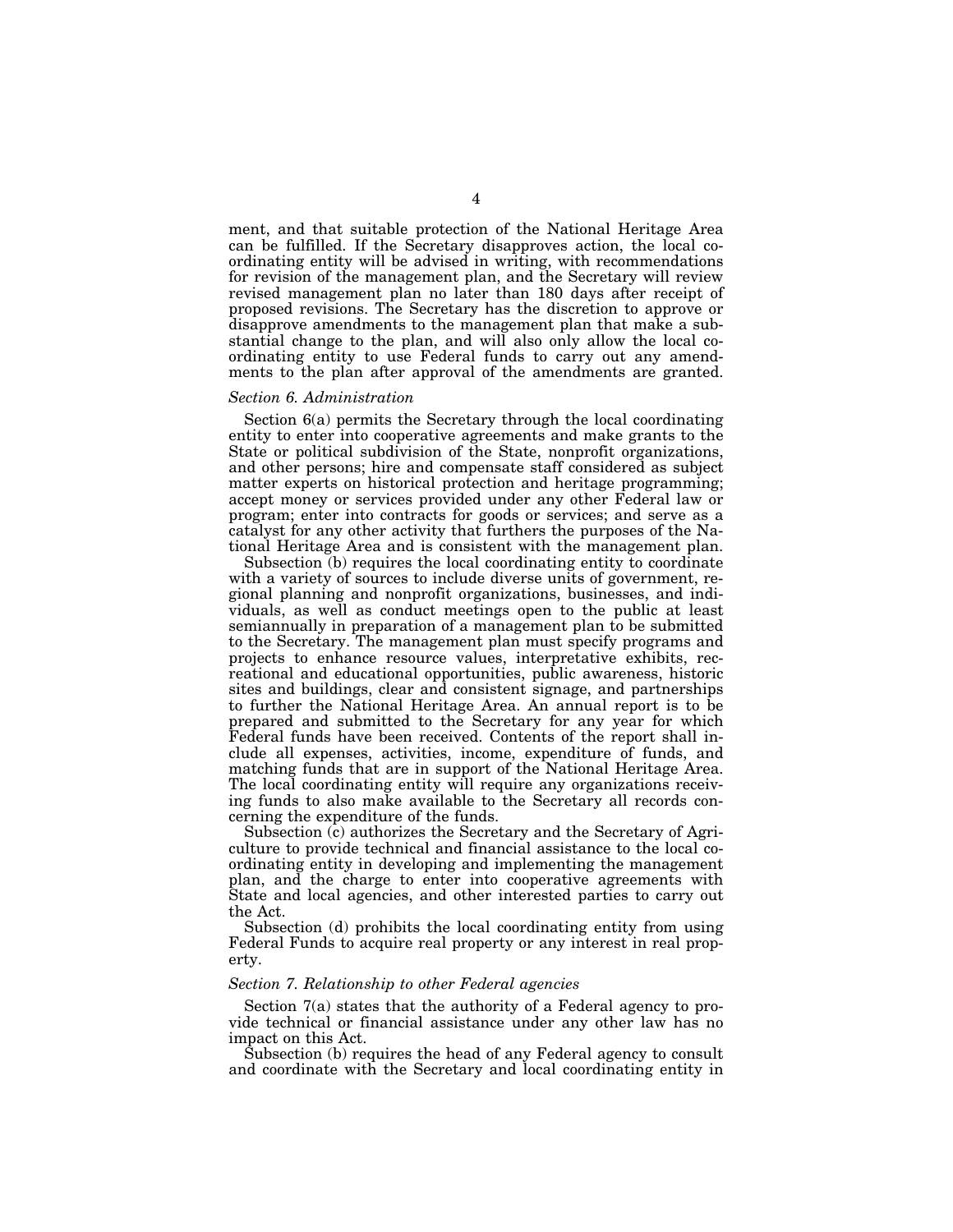ment, and that suitable protection of the National Heritage Area can be fulfilled. If the Secretary disapproves action, the local coordinating entity will be advised in writing, with recommendations for revision of the management plan, and the Secretary will review revised management plan no later than 180 days after receipt of proposed revisions. The Secretary has the discretion to approve or disapprove amendments to the management plan that make a substantial change to the plan, and will also only allow the local coordinating entity to use Federal funds to carry out any amendments to the plan after approval of the amendments are granted.

*Section 6. Administration*

Section 6(a) permits the Secretary through the local coordinating entity to enter into cooperative agreements and make grants to the State or political subdivision of the State, nonprofit organizations, and other persons; hire and compensate staff considered as subject matter experts on historical protection and heritage programming; accept money or services provided under any other Federal law or program; enter into contracts for goods or services; and serve as a catalyst for any other activity that furthers the purposes of the National Heritage Area and is consistent with the management plan.

Subsection (b) requires the local coordinating entity to coordinate with a variety of sources to include diverse units of government, regional planning and nonprofit organizations, businesses, and individuals, as well as conduct meetings open to the public at least semiannually in preparation of a management plan to be submitted to the Secretary. The management plan must specify programs and projects to enhance resource values, interpretative exhibits, recreational and educational opportunities, public awareness, historic sites and buildings, clear and consistent signage, and partnerships to further the National Heritage Area. An annual report is to be prepared and submitted to the Secretary for any year for which Federal funds have been received. Contents of the report shall include all expenses, activities, income, expenditure of funds, and matching funds that are in support of the National Heritage Area. The local coordinating entity will require any organizations receiving funds to also make available to the Secretary all records concerning the expenditure of the funds.

Subsection (c) authorizes the Secretary and the Secretary of Agriculture to provide technical and financial assistance to the local coordinating entity in developing and implementing the management plan, and the charge to enter into cooperative agreements with State and local agencies, and other interested parties to carry out the Act.

Subsection (d) prohibits the local coordinating entity from using Federal Funds to acquire real property or any interest in real property.

*Section 7. Relationship to other Federal agencies*

Section 7(a) states that the authority of a Federal agency to provide technical or financial assistance under any other law has no impact on this Act.

Subsection (b) requires the head of any Federal agency to consult and coordinate with the Secretary and local coordinating entity in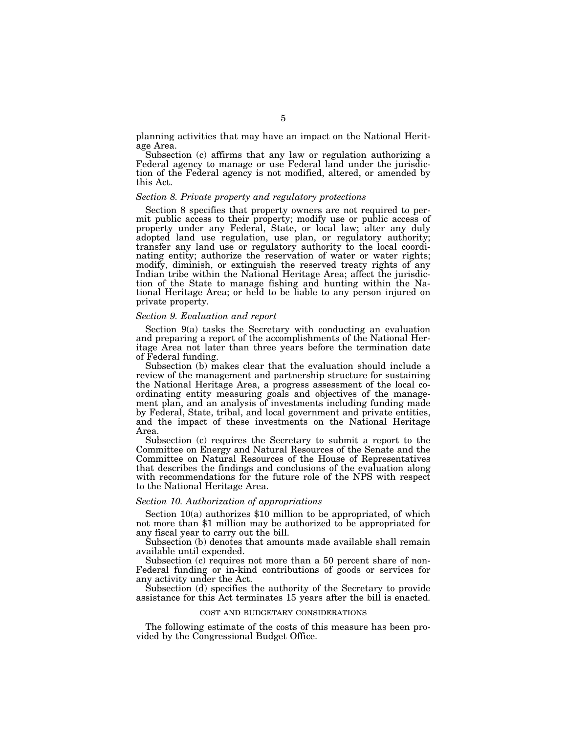planning activities that may have an impact on the National Heritage Area.

Subsection (c) affirms that any law or regulation authorizing a Federal agency to manage or use Federal land under the jurisdiction of the Federal agency is not modified, altered, or amended by this Act.

### *Section 8. Private property and regulatory protections*

Section 8 specifies that property owners are not required to permit public access to their property; modify use or public access of property under any Federal, State, or local law; alter any duly adopted land use regulation, use plan, or regulatory authority; transfer any land use or regulatory authority to the local coordinating entity; authorize the reservation of water or water rights; modify, diminish, or extinguish the reserved treaty rights of any Indian tribe within the National Heritage Area; affect the jurisdiction of the State to manage fishing and hunting within the National Heritage Area; or held to be liable to any person injured on private property.

### *Section 9. Evaluation and report*

Section 9(a) tasks the Secretary with conducting an evaluation and preparing a report of the accomplishments of the National Heritage Area not later than three years before the termination date of Federal funding.

Subsection (b) makes clear that the evaluation should include a review of the management and partnership structure for sustaining the National Heritage Area, a progress assessment of the local coordinating entity measuring goals and objectives of the management plan, and an analysis of investments including funding made by Federal, State, tribal, and local government and private entities, and the impact of these investments on the National Heritage Area.

Subsection (c) requires the Secretary to submit a report to the Committee on Energy and Natural Resources of the Senate and the Committee on Natural Resources of the House of Representatives that describes the findings and conclusions of the evaluation along with recommendations for the future role of the NPS with respect to the National Heritage Area.

### *Section 10. Authorization of appropriations*

Section 10(a) authorizes $10 million to be appropriated, of which not more than $1 million may be authorized to be appropriated for any fiscal year to carry out the bill.

Subsection (b) denotes that amounts made available shall remain available until expended.

Subsection (c) requires not more than a 50 percent share of non-Federal funding or in-kind contributions of goods or services for any activity under the Act.

Subsection (d) specifies the authority of the Secretary to provide assistance for this Act terminates 15 years after the bill is enacted.

## COST AND BUDGETARY CONSIDERATIONS

The following estimate of the costs of this measure has been provided by the Congressional Budget Office.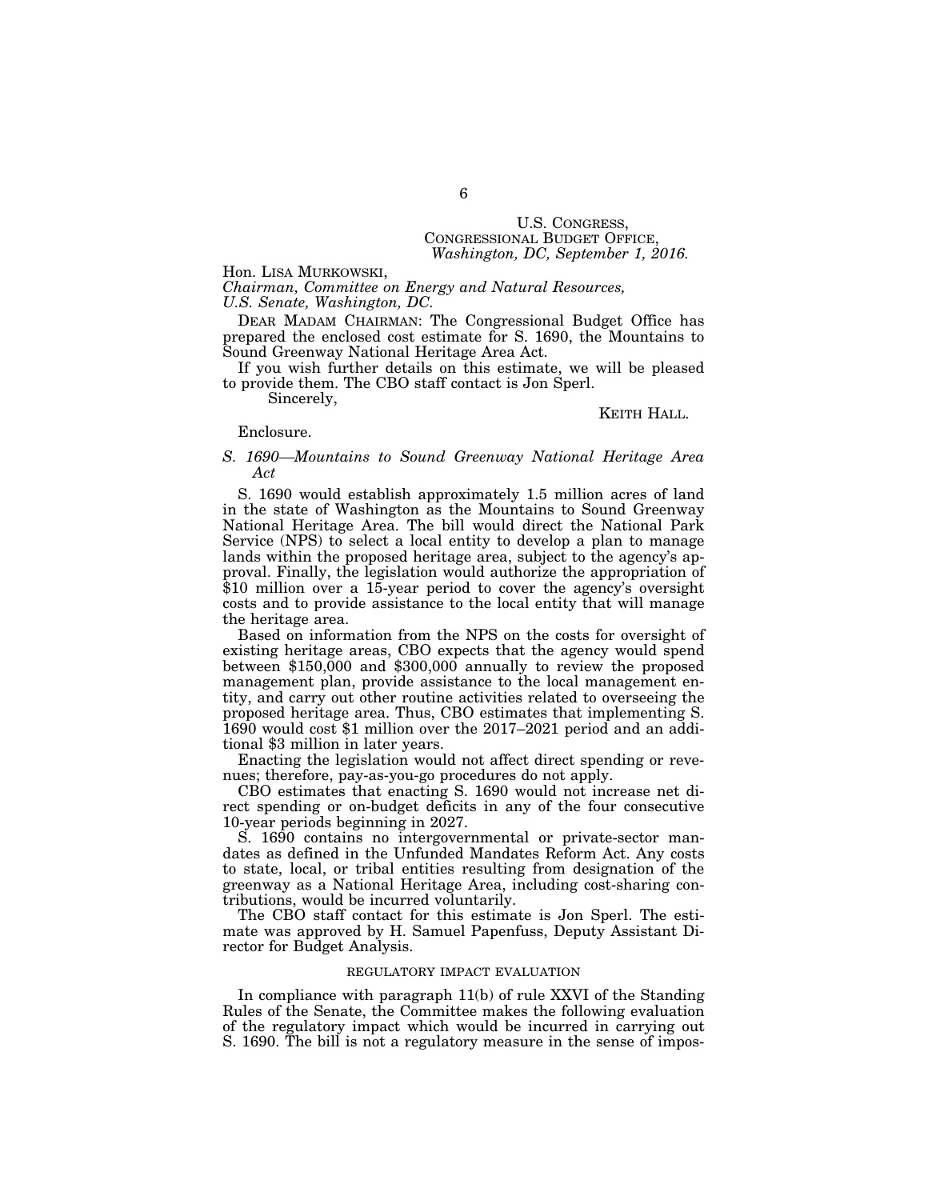U.S. CONGRESS,
CONGRESSIONAL BUDGET OFFICE,
*Washington, DC, September 1, 2016.*

Hon. LISA MURKOWSKI,
*Chairman, Committee on Energy and Natural Resources,*
*U.S. Senate, Washington, DC.*

DEAR MADAM CHAIRMAN: The Congressional Budget Office has prepared the enclosed cost estimate for S. 1690, the Mountains to Sound Greenway National Heritage Area Act.

If you wish further details on this estimate, we will be pleased to provide them. The CBO staff contact is Jon Sperl.

Sincerely,

KEITH HALL.

Enclosure.

*S. 1690—Mountains to Sound Greenway National Heritage Area Act*

S. 1690 would establish approximately 1.5 million acres of land in the state of Washington as the Mountains to Sound Greenway National Heritage Area. The bill would direct the National Park Service (NPS) to select a local entity to develop a plan to manage lands within the proposed heritage area, subject to the agency's approval. Finally, the legislation would authorize the appropriation of $10 million over a 15-year period to cover the agency's oversight costs and to provide assistance to the local entity that will manage the heritage area.

Based on information from the NPS on the costs for oversight of existing heritage areas, CBO expects that the agency would spend between $150,000 and $300,000 annually to review the proposed management plan, provide assistance to the local management entity, and carry out other routine activities related to overseeing the proposed heritage area. Thus, CBO estimates that implementing S. 1690 would cost $1 million over the 2017–2021 period and an additional $3 million in later years.

Enacting the legislation would not affect direct spending or revenues; therefore, pay-as-you-go procedures do not apply.

CBO estimates that enacting S. 1690 would not increase net direct spending or on-budget deficits in any of the four consecutive 10-year periods beginning in 2027.

S. 1690 contains no intergovernmental or private-sector mandates as defined in the Unfunded Mandates Reform Act. Any costs to state, local, or tribal entities resulting from designation of the greenway as a National Heritage Area, including cost-sharing contributions, would be incurred voluntarily.

The CBO staff contact for this estimate is Jon Sperl. The estimate was approved by H. Samuel Papenfuss, Deputy Assistant Director for Budget Analysis.

## REGULATORY IMPACT EVALUATION

In compliance with paragraph 11(b) of rule XXVI of the Standing Rules of the Senate, the Committee makes the following evaluation of the regulatory impact which would be incurred in carrying out S. 1690. The bill is not a regulatory measure in the sense of impos-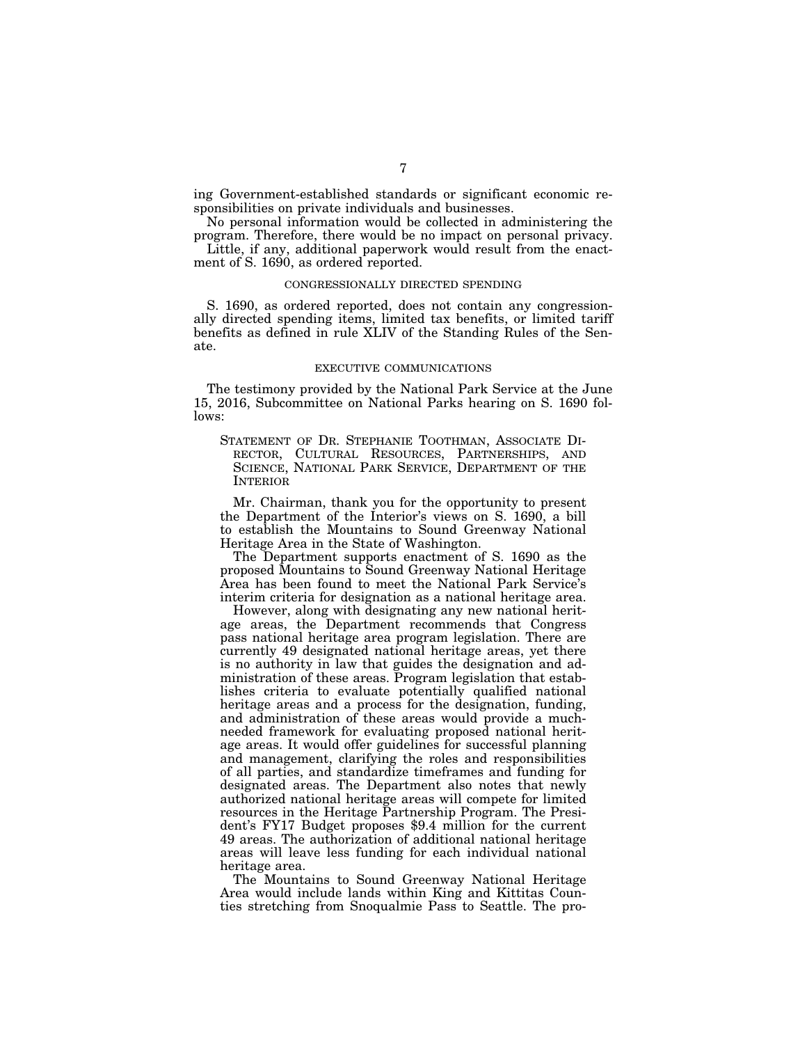ing Government-established standards or significant economic responsibilities on private individuals and businesses.

No personal information would be collected in administering the program. Therefore, there would be no impact on personal privacy.

Little, if any, additional paperwork would result from the enactment of S. 1690, as ordered reported.

## CONGRESSIONALLY DIRECTED SPENDING

S. 1690, as ordered reported, does not contain any congressionally directed spending items, limited tax benefits, or limited tariff benefits as defined in rule XLIV of the Standing Rules of the Senate.

## EXECUTIVE COMMUNICATIONS

The testimony provided by the National Park Service at the June 15, 2016, Subcommittee on National Parks hearing on S. 1690 follows:

> STATEMENT OF DR. STEPHANIE TOOTHMAN, ASSOCIATE DIRECTOR, CULTURAL RESOURCES, PARTNERSHIPS, AND SCIENCE, NATIONAL PARK SERVICE, DEPARTMENT OF THE INTERIOR
>
> Mr. Chairman, thank you for the opportunity to present the Department of the Interior's views on S. 1690, a bill to establish the Mountains to Sound Greenway National Heritage Area in the State of Washington.
>
> The Department supports enactment of S. 1690 as the proposed Mountains to Sound Greenway National Heritage Area has been found to meet the National Park Service's interim criteria for designation as a national heritage area.
>
> However, along with designating any new national heritage areas, the Department recommends that Congress pass national heritage area program legislation. There are currently 49 designated national heritage areas, yet there is no authority in law that guides the designation and administration of these areas. Program legislation that establishes criteria to evaluate potentially qualified national heritage areas and a process for the designation, funding, and administration of these areas would provide a much-needed framework for evaluating proposed national heritage areas. It would offer guidelines for successful planning and management, clarifying the roles and responsibilities of all parties, and standardize timeframes and funding for designated areas. The Department also notes that newly authorized national heritage areas will compete for limited resources in the Heritage Partnership Program. The President's FY17 Budget proposes $9.4 million for the current 49 areas. The authorization of additional national heritage areas will leave less funding for each individual national heritage area.
>
> The Mountains to Sound Greenway National Heritage Area would include lands within King and Kittitas Counties stretching from Snoqualmie Pass to Seattle. The pro-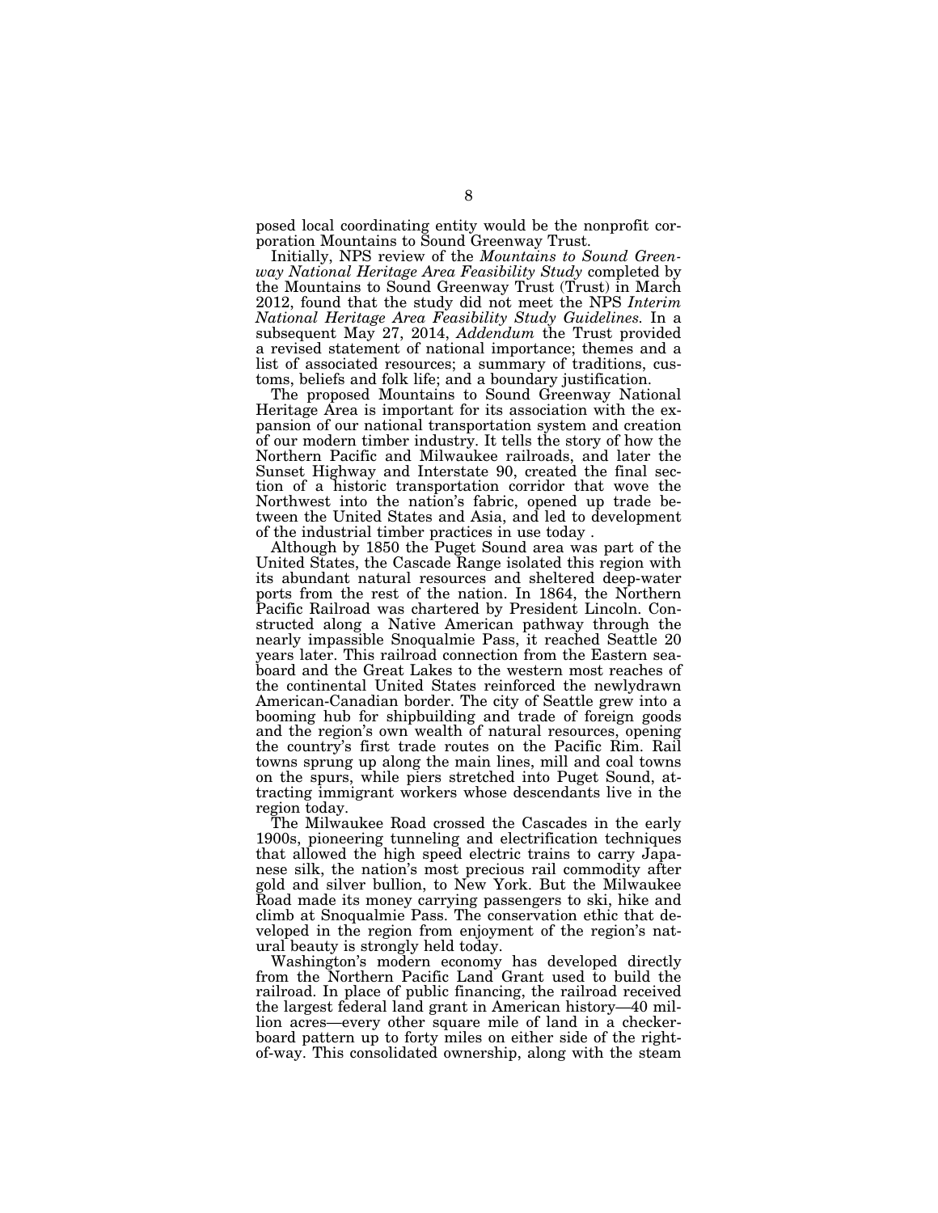posed local coordinating entity would be the nonprofit corporation Mountains to Sound Greenway Trust.

Initially, NPS review of the *Mountains to Sound Greenway National Heritage Area Feasibility Study* completed by the Mountains to Sound Greenway Trust (Trust) in March 2012, found that the study did not meet the NPS *Interim National Heritage Area Feasibility Study Guidelines.* In a subsequent May 27, 2014, *Addendum* the Trust provided a revised statement of national importance; themes and a list of associated resources; a summary of traditions, customs, beliefs and folk life; and a boundary justification.

The proposed Mountains to Sound Greenway National Heritage Area is important for its association with the expansion of our national transportation system and creation of our modern timber industry. It tells the story of how the Northern Pacific and Milwaukee railroads, and later the Sunset Highway and Interstate 90, created the final section of a historic transportation corridor that wove the Northwest into the nation's fabric, opened up trade between the United States and Asia, and led to development of the industrial timber practices in use today .

Although by 1850 the Puget Sound area was part of the United States, the Cascade Range isolated this region with its abundant natural resources and sheltered deep-water ports from the rest of the nation. In 1864, the Northern Pacific Railroad was chartered by President Lincoln. Constructed along a Native American pathway through the nearly impassible Snoqualmie Pass, it reached Seattle 20 years later. This railroad connection from the Eastern seaboard and the Great Lakes to the western most reaches of the continental United States reinforced the newlydrawn American-Canadian border. The city of Seattle grew into a booming hub for shipbuilding and trade of foreign goods and the region's own wealth of natural resources, opening the country's first trade routes on the Pacific Rim. Rail towns sprung up along the main lines, mill and coal towns on the spurs, while piers stretched into Puget Sound, attracting immigrant workers whose descendants live in the region today.

The Milwaukee Road crossed the Cascades in the early 1900s, pioneering tunneling and electrification techniques that allowed the high speed electric trains to carry Japanese silk, the nation's most precious rail commodity after gold and silver bullion, to New York. But the Milwaukee Road made its money carrying passengers to ski, hike and climb at Snoqualmie Pass. The conservation ethic that developed in the region from enjoyment of the region's natural beauty is strongly held today.

Washington's modern economy has developed directly from the Northern Pacific Land Grant used to build the railroad. In place of public financing, the railroad received the largest federal land grant in American history—40 million acres—every other square mile of land in a checkerboard pattern up to forty miles on either side of the right-of-way. This consolidated ownership, along with the steam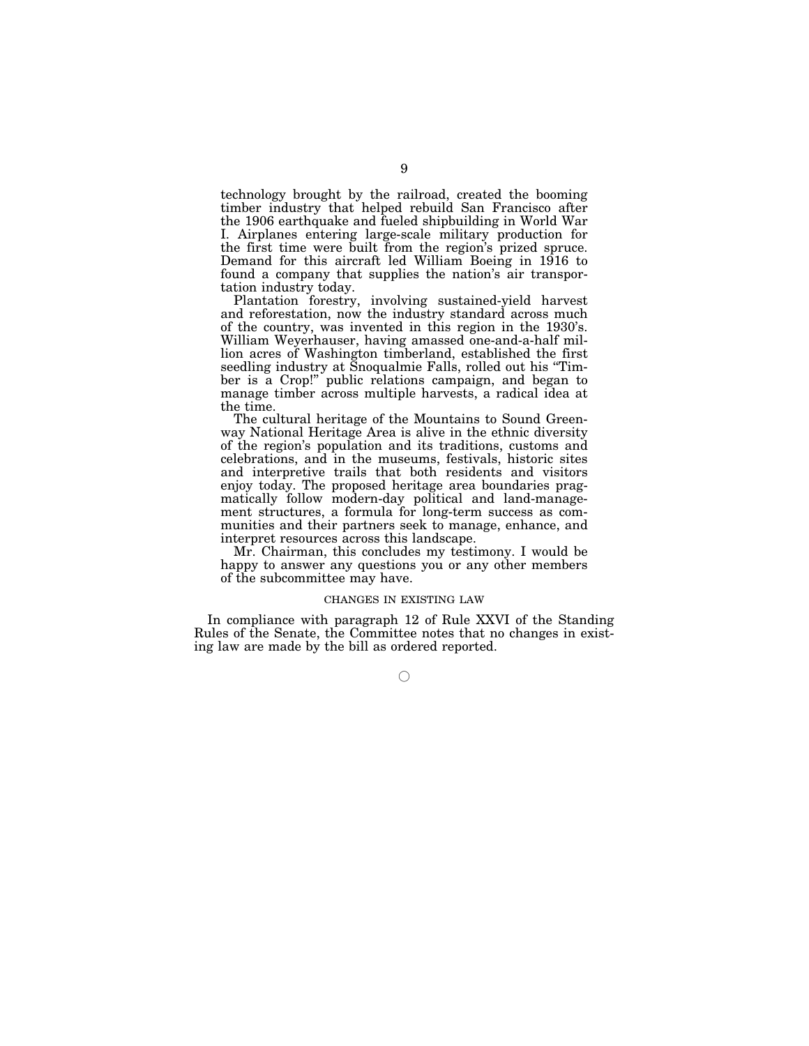technology brought by the railroad, created the booming timber industry that helped rebuild San Francisco after the 1906 earthquake and fueled shipbuilding in World War I. Airplanes entering large-scale military production for the first time were built from the region's prized spruce. Demand for this aircraft led William Boeing in 1916 to found a company that supplies the nation's air transportation industry today.

Plantation forestry, involving sustained-yield harvest and reforestation, now the industry standard across much of the country, was invented in this region in the 1930's. William Weyerhauser, having amassed one-and-a-half million acres of Washington timberland, established the first seedling industry at Snoqualmie Falls, rolled out his "Timber is a Crop!" public relations campaign, and began to manage timber across multiple harvests, a radical idea at the time.

The cultural heritage of the Mountains to Sound Greenway National Heritage Area is alive in the ethnic diversity of the region's population and its traditions, customs and celebrations, and in the museums, festivals, historic sites and interpretive trails that both residents and visitors enjoy today. The proposed heritage area boundaries pragmatically follow modern-day political and land-management structures, a formula for long-term success as communities and their partners seek to manage, enhance, and interpret resources across this landscape.

Mr. Chairman, this concludes my testimony. I would be happy to answer any questions you or any other members of the subcommittee may have.

## CHANGES IN EXISTING LAW

In compliance with paragraph 12 of Rule XXVI of the Standing Rules of the Senate, the Committee notes that no changes in existing law are made by the bill as ordered reported.